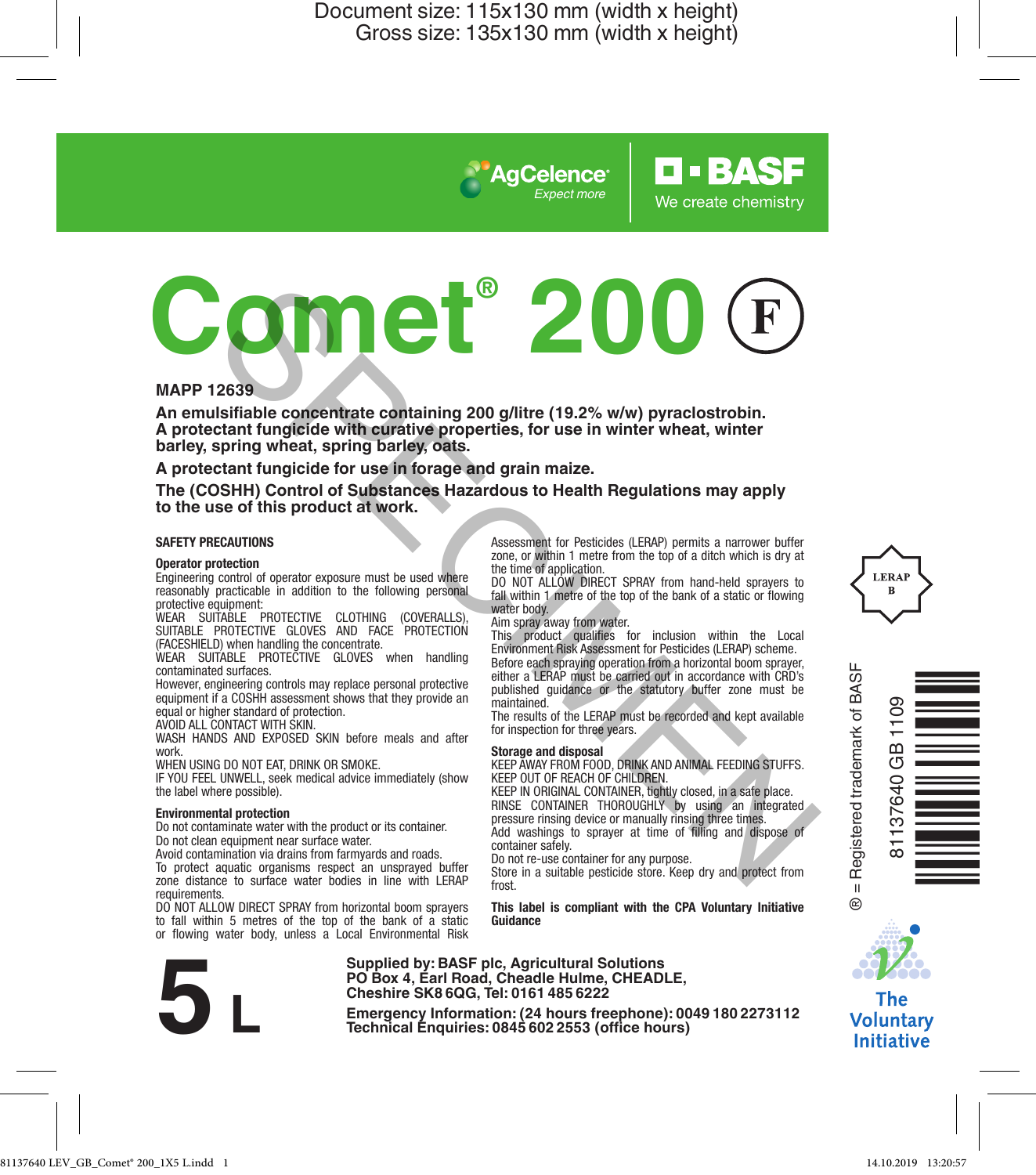Document size: 115x130 mm (width x height)
Gross size: 135x130 mm (width x height)

AgCelence® Expect more | BASF We create chemistry

# Comet® 200 (F)

**MAPP 12639**

**An emulsifiable concentrate containing 200 g/litre (19.2% w/w) pyraclostrobin.**
**A protectant fungicide with curative properties, for use in winter wheat, winter barley, spring wheat, spring barley, oats.**

**A protectant fungicide for use in forage and grain maize.**

**The (COSHH) Control of Substances Hazardous to Health Regulations may apply to the use of this product at work.**

## SAFETY PRECAUTIONS

### Operator protection

Engineering control of operator exposure must be used where reasonably practicable in addition to the following personal protective equipment:

WEAR SUITABLE PROTECTIVE CLOTHING (COVERALLS), SUITABLE PROTECTIVE GLOVES AND FACE PROTECTION (FACESHIELD) when handling the concentrate.

WEAR SUITABLE PROTECTIVE GLOVES when handling contaminated surfaces.

However, engineering controls may replace personal protective equipment if a COSHH assessment shows that they provide an equal or higher standard of protection.

AVOID ALL CONTACT WITH SKIN.

WASH HANDS AND EXPOSED SKIN before meals and after work.

WHEN USING DO NOT EAT, DRINK OR SMOKE.

IF YOU FEEL UNWELL, seek medical advice immediately (show the label where possible).

### Environmental protection

Do not contaminate water with the product or its container.

Do not clean equipment near surface water.

Avoid contamination via drains from farmyards and roads.

To protect aquatic organisms respect an unsprayed buffer zone distance to surface water bodies in line with LERAP requirements.

DO NOT ALLOW DIRECT SPRAY from horizontal boom sprayers to fall within 5 metres of the top of the bank of a static or flowing water body, unless a Local Environmental Risk Assessment for Pesticides (LERAP) permits a narrower buffer zone, or within 1 metre from the top of a ditch which is dry at the time of application.

DO NOT ALLOW DIRECT SPRAY from hand-held sprayers to fall within 1 metre of the top of the bank of a static or flowing water body.

Aim spray away from water.

This product qualifies for inclusion within the Local Environment Risk Assessment for Pesticides (LERAP) scheme. Before each spraying operation from a horizontal boom sprayer, either a LERAP must be carried out in accordance with CRD's published guidance or the statutory buffer zone must be maintained.

The results of the LERAP must be recorded and kept available for inspection for three years.

### Storage and disposal

KEEP AWAY FROM FOOD, DRINK AND ANIMAL FEEDING STUFFS.

KEEP OUT OF REACH OF CHILDREN.

KEEP IN ORIGINAL CONTAINER, tightly closed, in a safe place.

RINSE CONTAINER THOROUGHLY by using an integrated pressure rinsing device or manually rinsing three times.

Add washings to sprayer at time of filling and dispose of container safely.

Do not re-use container for any purpose.

Store in a suitable pesticide store. Keep dry and protect from frost.

**This label is compliant with the CPA Voluntary Initiative Guidance**

LERAP B

® = Registered trademark of BASF

81137640 GB 1109

The Voluntary Initiative

# 5 L

**Supplied by: BASF plc, Agricultural Solutions**
**PO Box 4, Earl Road, Cheadle Hulme, CHEADLE, Cheshire SK8 6QG, Tel: 0161 485 6222**

**Emergency Information: (24 hours freephone): 0049 180 2273112**
**Technical Enquiries: 0845 602 2553 (office hours)**

SPECIMEN

81137640 LEV_GB_Comet® 200_1X5 L.indd 1 14.10.2019 13:20:57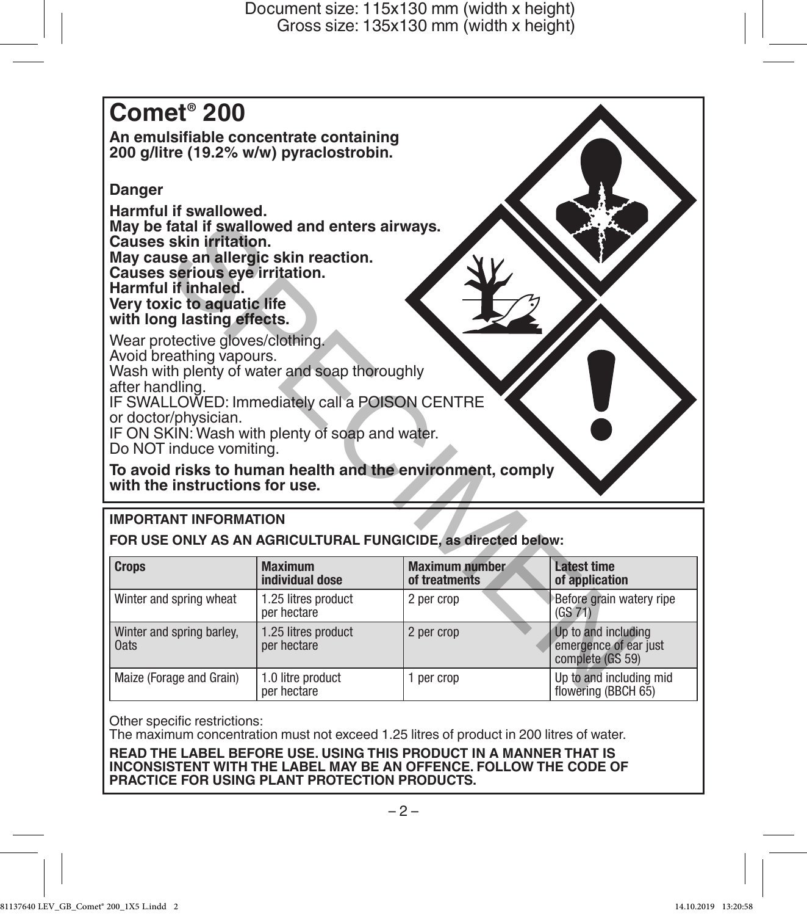# Comet® 200

**An emulsifiable concentrate containing 200 g/litre (19.2% w/w) pyraclostrobin.**

**Danger**

**Harmful if swallowed.**
**May be fatal if swallowed and enters airways.**
**Causes skin irritation.**
**May cause an allergic skin reaction.**
**Causes serious eye irritation.**
**Harmful if inhaled.**
**Very toxic to aquatic life with long lasting effects.**

Wear protective gloves/clothing.
Avoid breathing vapours.
Wash with plenty of water and soap thoroughly after handling.
IF SWALLOWED: Immediately call a POISON CENTRE or doctor/physician.
IF ON SKIN: Wash with plenty of soap and water.
Do NOT induce vomiting.

**To avoid risks to human health and the environment, comply with the instructions for use.**

**IMPORTANT INFORMATION**

**FOR USE ONLY AS AN AGRICULTURAL FUNGICIDE, as directed below:**

| Crops | Maximum individual dose | Maximum number of treatments | Latest time of application |
|---|---|---|---|
| Winter and spring wheat | 1.25 litres product per hectare | 2 per crop | Before grain watery ripe (GS 71) |
| Winter and spring barley, Oats | 1.25 litres product per hectare | 2 per crop | Up to and including emergence of ear just complete (GS 59) |
| Maize (Forage and Grain) | 1.0 litre product per hectare | 1 per crop | Up to and including mid flowering (BBCH 65) |

Other specific restrictions:
The maximum concentration must not exceed 1.25 litres of product in 200 litres of water.

**READ THE LABEL BEFORE USE. USING THIS PRODUCT IN A MANNER THAT IS INCONSISTENT WITH THE LABEL MAY BE AN OFFENCE. FOLLOW THE CODE OF PRACTICE FOR USING PLANT PROTECTION PRODUCTS.**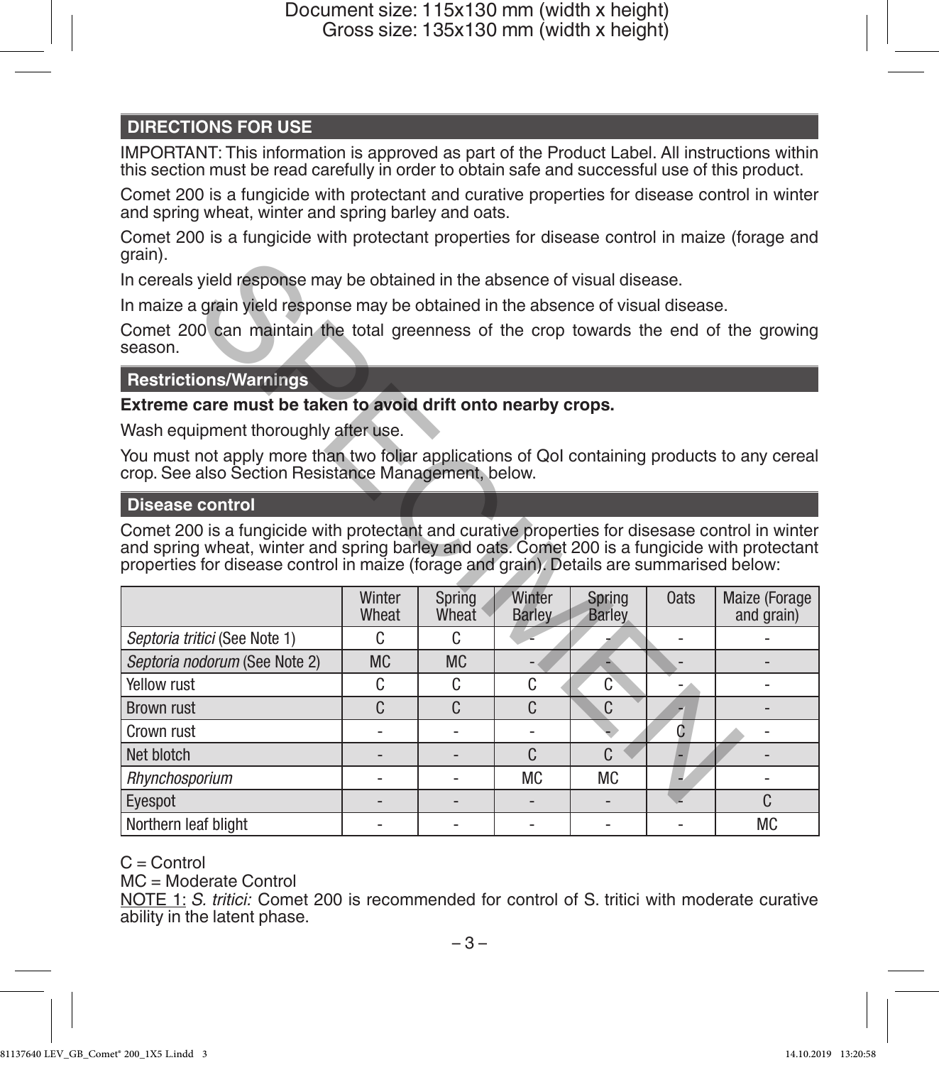## DIRECTIONS FOR USE

IMPORTANT: This information is approved as part of the Product Label. All instructions within this section must be read carefully in order to obtain safe and successful use of this product.

Comet 200 is a fungicide with protectant and curative properties for disease control in winter and spring wheat, winter and spring barley and oats.

Comet 200 is a fungicide with protectant properties for disease control in maize (forage and grain).

In cereals yield response may be obtained in the absence of visual disease.

In maize a grain yield response may be obtained in the absence of visual disease.

Comet 200 can maintain the total greenness of the crop towards the end of the growing season.

### Restrictions/Warnings

**Extreme care must be taken to avoid drift onto nearby crops.**

Wash equipment thoroughly after use.

You must not apply more than two foliar applications of QoI containing products to any cereal crop. See also Section Resistance Management, below.

### Disease control

Comet 200 is a fungicide with protectant and curative properties for disesase control in winter and spring wheat, winter and spring barley and oats. Comet 200 is a fungicide with protectant properties for disease control in maize (forage and grain). Details are summarised below:

| | Winter Wheat | Spring Wheat | Winter Barley | Spring Barley | Oats | Maize (Forage and grain) |
|---|---|---|---|---|---|---|
| *Septoria tritici* (See Note 1) | C | C | - | - | - | - |
| *Septoria nodorum* (See Note 2) | MC | MC | - | - | - | - |
| Yellow rust | C | C | C | C | - | - |
| Brown rust | C | C | C | C | - | - |
| Crown rust | - | - | - | - | C | - |
| Net blotch | - | - | C | C | - | - |
| *Rhynchosporium* | - | - | MC | MC | - | - |
| Eyespot | - | - | - | - | - | C |
| Northern leaf blight | - | - | - | - | - | MC |

C = Control
MC = Moderate Control

NOTE 1: *S. tritici:* Comet 200 is recommended for control of S. tritici with moderate curative ability in the latent phase.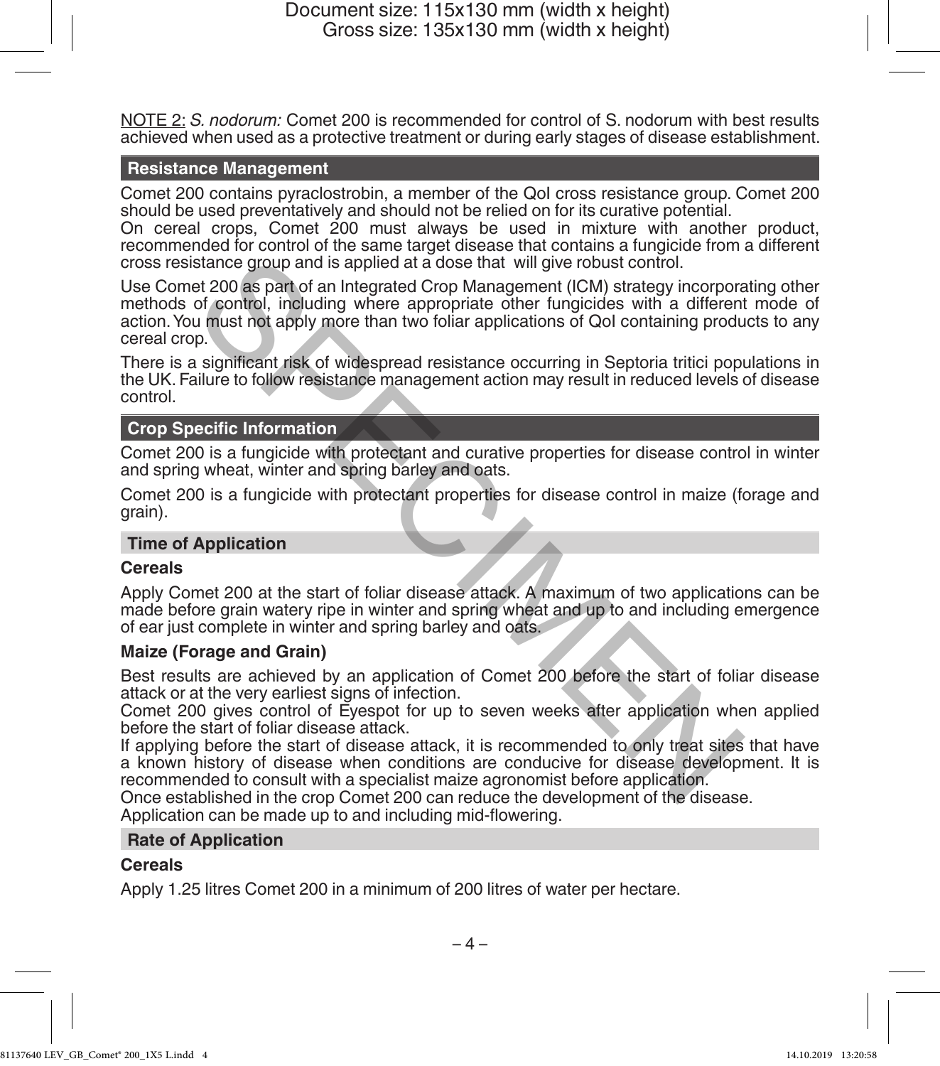NOTE 2: *S. nodorum:* Comet 200 is recommended for control of S. nodorum with best results achieved when used as a protective treatment or during early stages of disease establishment.

## Resistance Management

Comet 200 contains pyraclostrobin, a member of the QoI cross resistance group. Comet 200 should be used preventatively and should not be relied on for its curative potential.
On cereal crops, Comet 200 must always be used in mixture with another product, recommended for control of the same target disease that contains a fungicide from a different cross resistance group and is applied at a dose that will give robust control.

Use Comet 200 as part of an Integrated Crop Management (ICM) strategy incorporating other methods of control, including where appropriate other fungicides with a different mode of action. You must not apply more than two foliar applications of QoI containing products to any cereal crop.

There is a significant risk of widespread resistance occurring in Septoria tritici populations in the UK. Failure to follow resistance management action may result in reduced levels of disease control.

## Crop Specific Information

Comet 200 is a fungicide with protectant and curative properties for disease control in winter and spring wheat, winter and spring barley and oats.

Comet 200 is a fungicide with protectant properties for disease control in maize (forage and grain).

## Time of Application

### Cereals

Apply Comet 200 at the start of foliar disease attack. A maximum of two applications can be made before grain watery ripe in winter and spring wheat and up to and including emergence of ear just complete in winter and spring barley and oats.

### Maize (Forage and Grain)

Best results are achieved by an application of Comet 200 before the start of foliar disease attack or at the very earliest signs of infection.
Comet 200 gives control of Eyespot for up to seven weeks after application when applied before the start of foliar disease attack.
If applying before the start of disease attack, it is recommended to only treat sites that have a known history of disease when conditions are conducive for disease development. It is recommended to consult with a specialist maize agronomist before application.
Once established in the crop Comet 200 can reduce the development of the disease.
Application can be made up to and including mid-flowering.

## Rate of Application

### Cereals

Apply 1.25 litres Comet 200 in a minimum of 200 litres of water per hectare.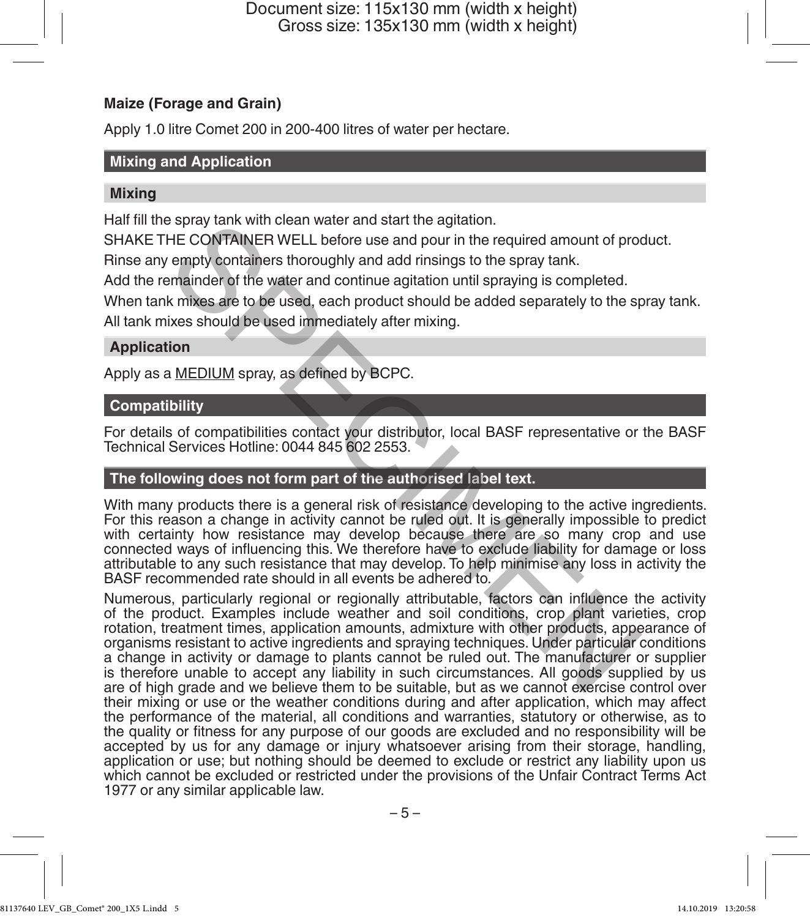**Maize (Forage and Grain)**

Apply 1.0 litre Comet 200 in 200-400 litres of water per hectare.

## Mixing and Application

### Mixing

Half fill the spray tank with clean water and start the agitation.

SHAKE THE CONTAINER WELL before use and pour in the required amount of product.

Rinse any empty containers thoroughly and add rinsings to the spray tank.

Add the remainder of the water and continue agitation until spraying is completed.

When tank mixes are to be used, each product should be added separately to the spray tank.

All tank mixes should be used immediately after mixing.

### Application

Apply as a MEDIUM spray, as defined by BCPC.

## Compatibility

For details of compatibilities contact your distributor, local BASF representative or the BASF Technical Services Hotline: 0044 845 602 2553.

## The following does not form part of the authorised label text.

With many products there is a general risk of resistance developing to the active ingredients. For this reason a change in activity cannot be ruled out. It is generally impossible to predict with certainty how resistance may develop because there are so many crop and use connected ways of influencing this. We therefore have to exclude liability for damage or loss attributable to any such resistance that may develop. To help minimise any loss in activity the BASF recommended rate should in all events be adhered to.

Numerous, particularly regional or regionally attributable, factors can influence the activity of the product. Examples include weather and soil conditions, crop plant varieties, crop rotation, treatment times, application amounts, admixture with other products, appearance of organisms resistant to active ingredients and spraying techniques. Under particular conditions a change in activity or damage to plants cannot be ruled out. The manufacturer or supplier is therefore unable to accept any liability in such circumstances. All goods supplied by us are of high grade and we believe them to be suitable, but as we cannot exercise control over their mixing or use or the weather conditions during and after application, which may affect the performance of the material, all conditions and warranties, statutory or otherwise, as to the quality or fitness for any purpose of our goods are excluded and no responsibility will be accepted by us for any damage or injury whatsoever arising from their storage, handling, application or use; but nothing should be deemed to exclude or restrict any liability upon us which cannot be excluded or restricted under the provisions of the Unfair Contract Terms Act 1977 or any similar applicable law.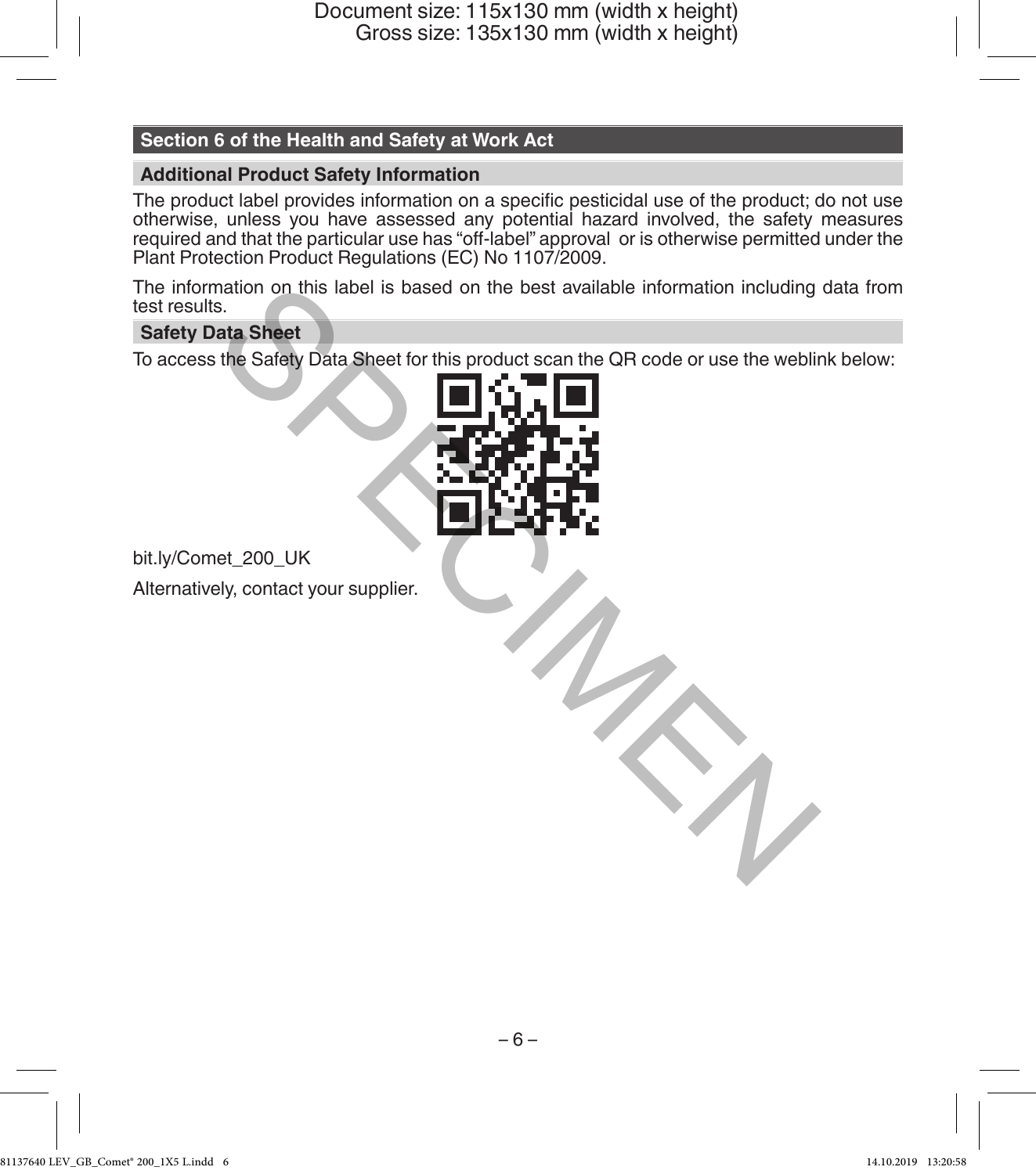## Section 6 of the Health and Safety at Work Act

### Additional Product Safety Information

The product label provides information on a specific pesticidal use of the product; do not use otherwise, unless you have assessed any potential hazard involved, the safety measures required and that the particular use has "off-label" approval or is otherwise permitted under the Plant Protection Product Regulations (EC) No 1107/2009.

The information on this label is based on the best available information including data from test results.

### Safety Data Sheet

To access the Safety Data Sheet for this product scan the QR code or use the weblink below:

bit.ly/Comet_200_UK

Alternatively, contact your supplier.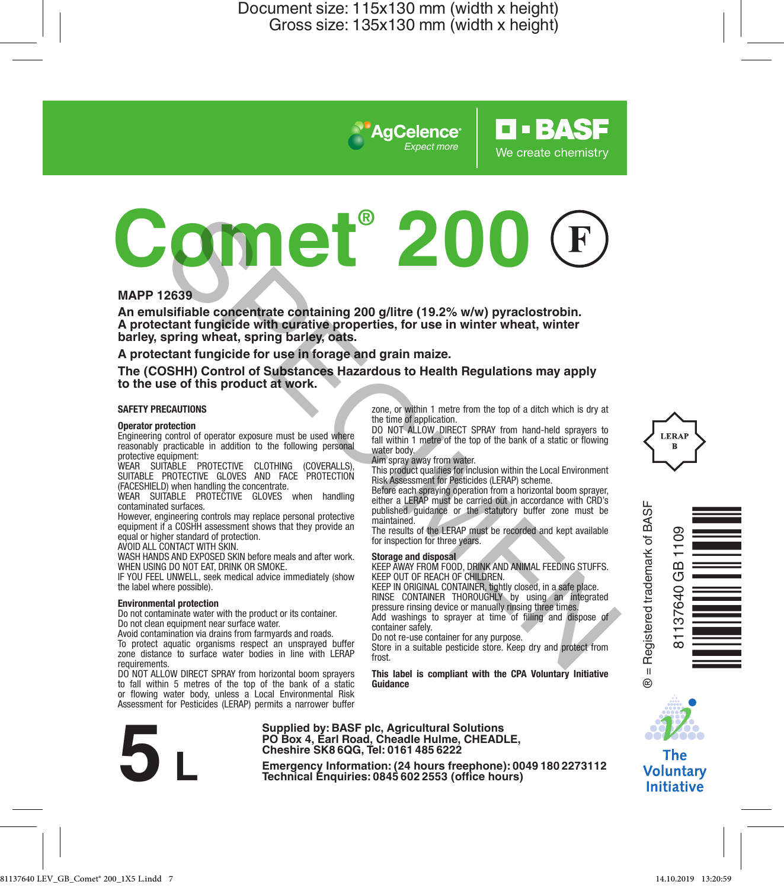Document size: 115x130 mm (width x height)
Gross size: 135x130 mm (width x height)

AgCelence® Expect more

BASF We create chemistry

# Comet® 200 (F)

SPECIMEN

**MAPP 12639**

**An emulsifiable concentrate containing 200 g/litre (19.2% w/w) pyraclostrobin.**
**A protectant fungicide with curative properties, for use in winter wheat, winter barley, spring wheat, spring barley, oats.**

**A protectant fungicide for use in forage and grain maize.**

**The (COSHH) Control of Substances Hazardous to Health Regulations may apply to the use of this product at work.**

## SAFETY PRECAUTIONS

### Operator protection

Engineering control of operator exposure must be used where reasonably practicable in addition to the following personal protective equipment:
WEAR SUITABLE PROTECTIVE CLOTHING (COVERALLS), SUITABLE PROTECTIVE GLOVES AND FACE PROTECTION (FACESHIELD) when handling the concentrate.
WEAR SUITABLE PROTECTIVE GLOVES when handling contaminated surfaces.
However, engineering controls may replace personal protective equipment if a COSHH assessment shows that they provide an equal or higher standard of protection.
AVOID ALL CONTACT WITH SKIN.
WASH HANDS AND EXPOSED SKIN before meals and after work.
WHEN USING DO NOT EAT, DRINK OR SMOKE.
IF YOU FEEL UNWELL, seek medical advice immediately (show the label where possible).

### Environmental protection

Do not contaminate water with the product or its container.
Do not clean equipment near surface water.
Avoid contamination via drains from farmyards and roads.
To protect aquatic organisms respect an unsprayed buffer zone distance to surface water bodies in line with LERAP requirements.
DO NOT ALLOW DIRECT SPRAY from horizontal boom sprayers to fall within 5 metres of the top of the bank of a static or flowing water body, unless a Local Environmental Risk Assessment for Pesticides (LERAP) permits a narrower buffer zone, or within 1 metre from the top of a ditch which is dry at the time of application.
DO NOT ALLOW DIRECT SPRAY from hand-held sprayers to fall within 1 metre of the top of the bank of a static or flowing water body.
Aim spray away from water.
This product qualifies for inclusion within the Local Environment Risk Assessment for Pesticides (LERAP) scheme.
Before each spraying operation from a horizontal boom sprayer, either a LERAP must be carried out in accordance with CRD's published guidance or the statutory buffer zone must be maintained.
The results of the LERAP must be recorded and kept available for inspection for three years.

### Storage and disposal

KEEP AWAY FROM FOOD, DRINK AND ANIMAL FEEDING STUFFS.
KEEP OUT OF REACH OF CHILDREN.
KEEP IN ORIGINAL CONTAINER, tightly closed, in a safe place.
RINSE CONTAINER THOROUGHLY by using an integrated pressure rinsing device or manually rinsing three times.
Add washings to sprayer at time of filling and dispose of container safely.
Do not re-use container for any purpose.
Store in a suitable pesticide store. Keep dry and protect from frost.

**This label is compliant with the CPA Voluntary Initiative Guidance**

LERAP B

® = Registered trademark of BASF

81137640 GB 1109

The Voluntary Initiative

**5 L**

**Supplied by: BASF plc, Agricultural Solutions**
**PO Box 4, Earl Road, Cheadle Hulme, CHEADLE, Cheshire SK8 6QG, Tel: 0161 485 6222**

**Emergency Information: (24 hours freephone): 0049 180 2273112**
**Technical Enquiries: 0845 602 2553 (office hours)**